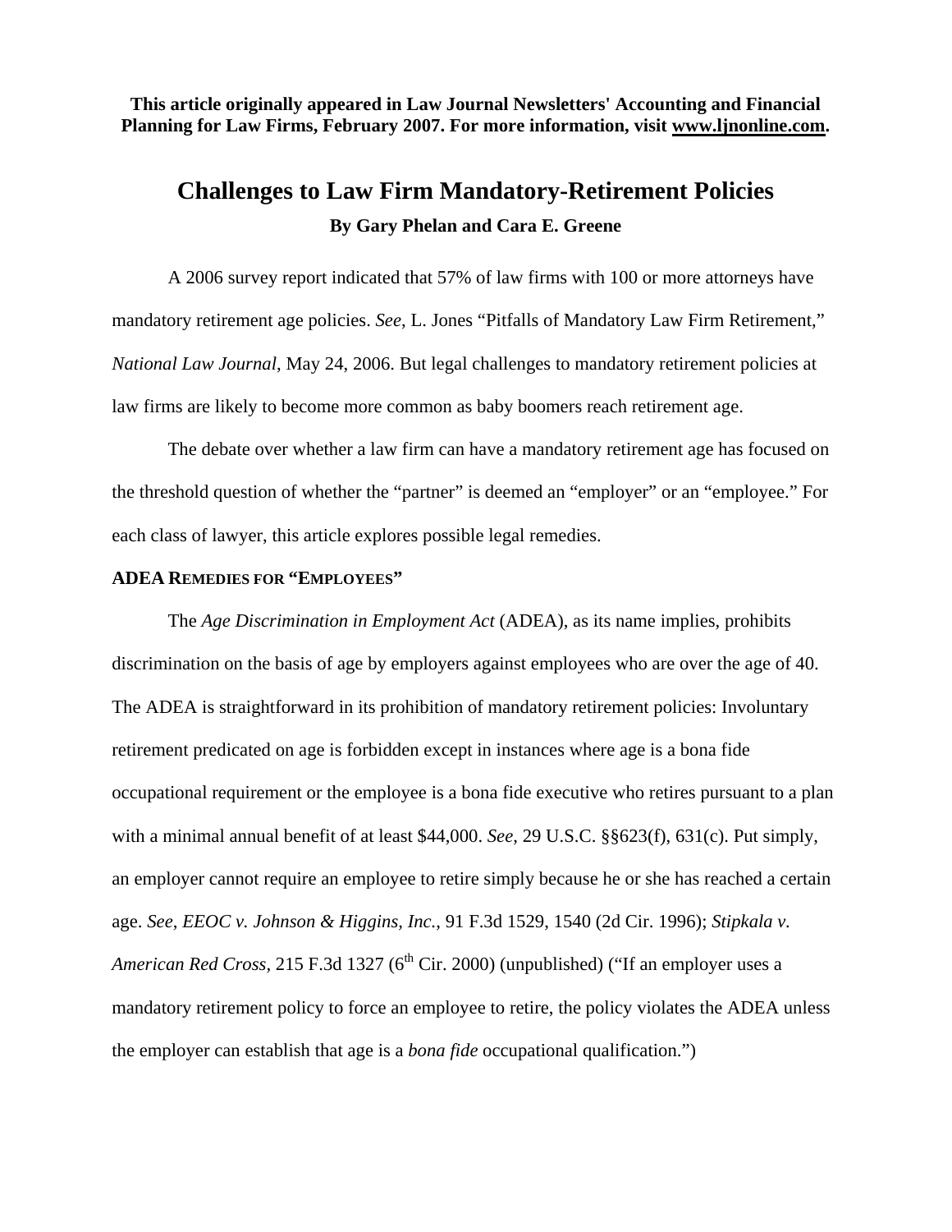**This article originally appeared in Law Journal Newsletters' Accounting and Financial Planning for Law Firms, February 2007. For more information, visit www.ljnonline.com.**

# Challenges to Law Firm Mandatory-Retirement Policies

**By Gary Phelan and Cara E. Greene**

A 2006 survey report indicated that 57% of law firms with 100 or more attorneys have mandatory retirement age policies. *See,* L. Jones "Pitfalls of Mandatory Law Firm Retirement," *National Law Journal*, May 24, 2006. But legal challenges to mandatory retirement policies at law firms are likely to become more common as baby boomers reach retirement age.

The debate over whether a law firm can have a mandatory retirement age has focused on the threshold question of whether the "partner" is deemed an "employer" or an "employee." For each class of lawyer, this article explores possible legal remedies.

## ADEA Remedies for "Employees"

The *Age Discrimination in Employment Act* (ADEA), as its name implies, prohibits discrimination on the basis of age by employers against employees who are over the age of 40. The ADEA is straightforward in its prohibition of mandatory retirement policies: Involuntary retirement predicated on age is forbidden except in instances where age is a bona fide occupational requirement or the employee is a bona fide executive who retires pursuant to a plan with a minimal annual benefit of at least $44,000. *See,* 29 U.S.C. §§623(f), 631(c). Put simply, an employer cannot require an employee to retire simply because he or she has reached a certain age. *See*, *EEOC v. Johnson & Higgins, Inc.*, 91 F.3d 1529, 1540 (2d Cir. 1996); *Stipkala v. American Red Cross*, 215 F.3d 1327 (6th Cir. 2000) (unpublished) ("If an employer uses a mandatory retirement policy to force an employee to retire, the policy violates the ADEA unless the employer can establish that age is a *bona fide* occupational qualification.")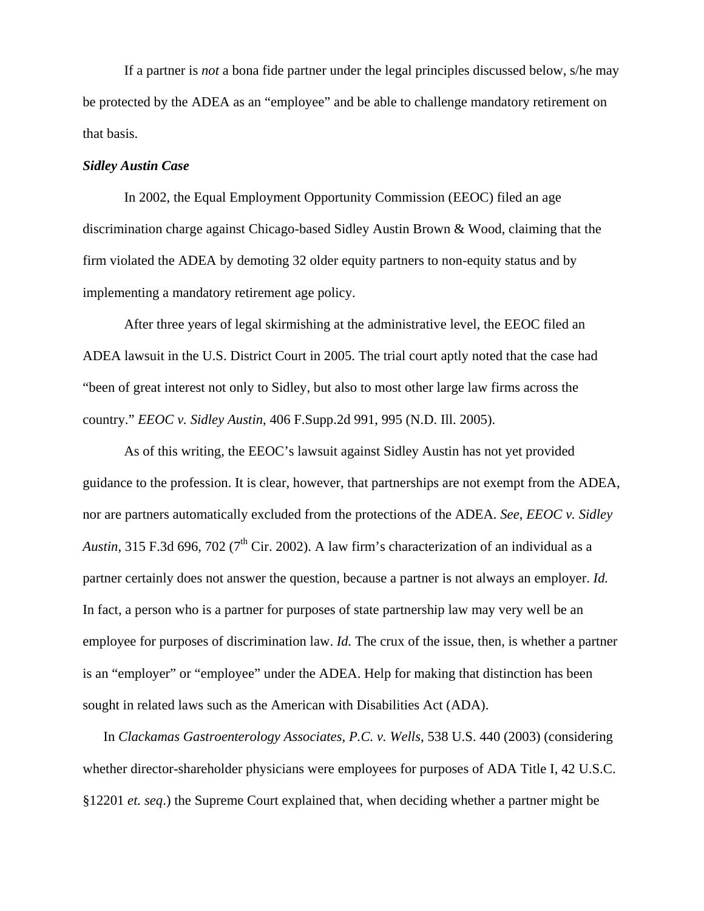If a partner is *not* a bona fide partner under the legal principles discussed below, s/he may be protected by the ADEA as an "employee" and be able to challenge mandatory retirement on that basis.

***Sidley Austin Case***

In 2002, the Equal Employment Opportunity Commission (EEOC) filed an age discrimination charge against Chicago-based Sidley Austin Brown & Wood, claiming that the firm violated the ADEA by demoting 32 older equity partners to non-equity status and by implementing a mandatory retirement age policy.

After three years of legal skirmishing at the administrative level, the EEOC filed an ADEA lawsuit in the U.S. District Court in 2005. The trial court aptly noted that the case had "been of great interest not only to Sidley, but also to most other large law firms across the country." *EEOC v. Sidley Austin*, 406 F.Supp.2d 991, 995 (N.D. Ill. 2005).

As of this writing, the EEOC's lawsuit against Sidley Austin has not yet provided guidance to the profession. It is clear, however, that partnerships are not exempt from the ADEA, nor are partners automatically excluded from the protections of the ADEA. *See*, *EEOC v. Sidley Austin*, 315 F.3d 696, 702 (7th Cir. 2002). A law firm's characterization of an individual as a partner certainly does not answer the question, because a partner is not always an employer. *Id.* In fact, a person who is a partner for purposes of state partnership law may very well be an employee for purposes of discrimination law. *Id.* The crux of the issue, then, is whether a partner is an "employer" or "employee" under the ADEA. Help for making that distinction has been sought in related laws such as the American with Disabilities Act (ADA).

In *Clackamas Gastroenterology Associates, P.C. v. Wells*, 538 U.S. 440 (2003) (considering whether director-shareholder physicians were employees for purposes of ADA Title I, 42 U.S.C. §12201 *et. seq*.) the Supreme Court explained that, when deciding whether a partner might be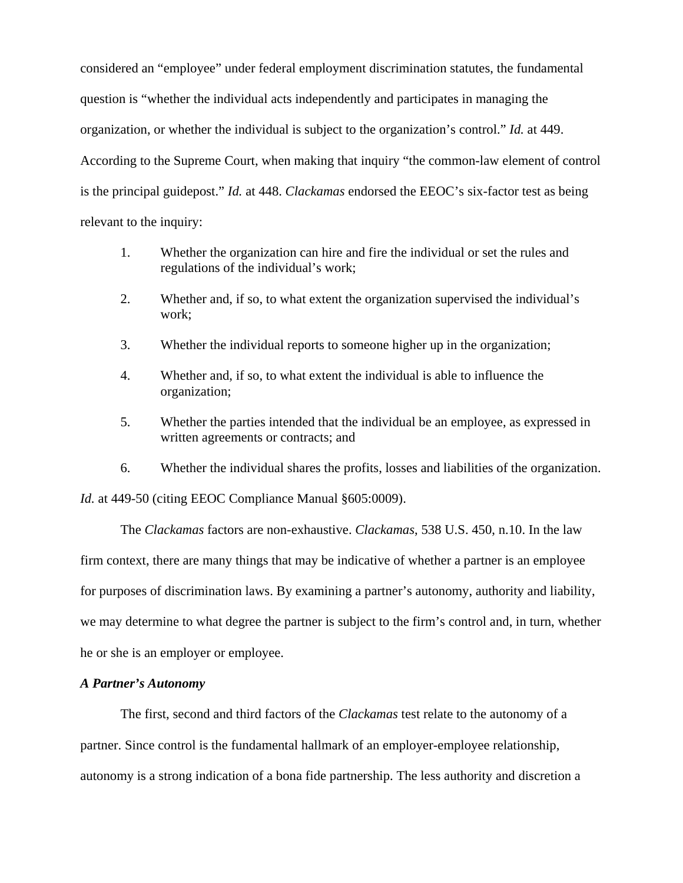considered an "employee" under federal employment discrimination statutes, the fundamental question is "whether the individual acts independently and participates in managing the organization, or whether the individual is subject to the organization's control." *Id.* at 449. According to the Supreme Court, when making that inquiry "the common-law element of control is the principal guidepost." *Id.* at 448. *Clackamas* endorsed the EEOC's six-factor test as being relevant to the inquiry:

1. Whether the organization can hire and fire the individual or set the rules and regulations of the individual's work;
2. Whether and, if so, to what extent the organization supervised the individual's work;
3. Whether the individual reports to someone higher up in the organization;
4. Whether and, if so, to what extent the individual is able to influence the organization;
5. Whether the parties intended that the individual be an employee, as expressed in written agreements or contracts; and
6. Whether the individual shares the profits, losses and liabilities of the organization.

*Id.* at 449-50 (citing EEOC Compliance Manual §605:0009).

The *Clackamas* factors are non-exhaustive. *Clackamas*, 538 U.S. 450, n.10. In the law firm context, there are many things that may be indicative of whether a partner is an employee for purposes of discrimination laws. By examining a partner's autonomy, authority and liability, we may determine to what degree the partner is subject to the firm's control and, in turn, whether he or she is an employer or employee.

***A Partner's Autonomy***

The first, second and third factors of the *Clackamas* test relate to the autonomy of a partner. Since control is the fundamental hallmark of an employer-employee relationship, autonomy is a strong indication of a bona fide partnership. The less authority and discretion a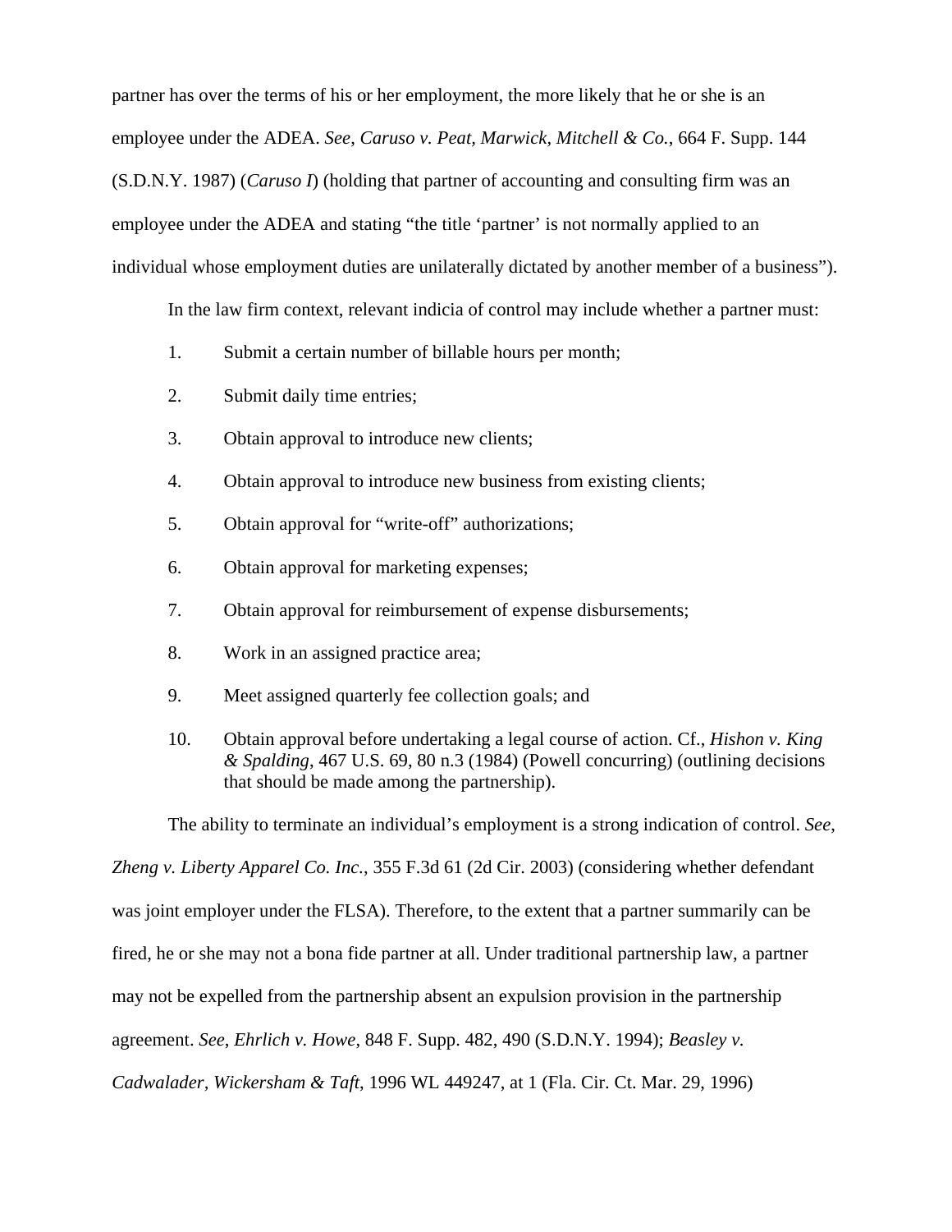partner has over the terms of his or her employment, the more likely that he or she is an employee under the ADEA. *See*, *Caruso v. Peat, Marwick, Mitchell & Co.*, 664 F. Supp. 144 (S.D.N.Y. 1987) (*Caruso I*) (holding that partner of accounting and consulting firm was an employee under the ADEA and stating "the title 'partner' is not normally applied to an individual whose employment duties are unilaterally dictated by another member of a business").

In the law firm context, relevant indicia of control may include whether a partner must:

1. Submit a certain number of billable hours per month;
2. Submit daily time entries;
3. Obtain approval to introduce new clients;
4. Obtain approval to introduce new business from existing clients;
5. Obtain approval for "write-off" authorizations;
6. Obtain approval for marketing expenses;
7. Obtain approval for reimbursement of expense disbursements;
8. Work in an assigned practice area;
9. Meet assigned quarterly fee collection goals; and
10. Obtain approval before undertaking a legal course of action. Cf., *Hishon v. King & Spalding*, 467 U.S. 69, 80 n.3 (1984) (Powell concurring) (outlining decisions that should be made among the partnership).

The ability to terminate an individual's employment is a strong indication of control. *See*, *Zheng v. Liberty Apparel Co. Inc.*, 355 F.3d 61 (2d Cir. 2003) (considering whether defendant was joint employer under the FLSA). Therefore, to the extent that a partner summarily can be fired, he or she may not a bona fide partner at all. Under traditional partnership law, a partner may not be expelled from the partnership absent an expulsion provision in the partnership agreement. *See*, *Ehrlich v. Howe*, 848 F. Supp. 482, 490 (S.D.N.Y. 1994); *Beasley v. Cadwalader, Wickersham & Taft*, 1996 WL 449247, at 1 (Fla. Cir. Ct. Mar. 29, 1996)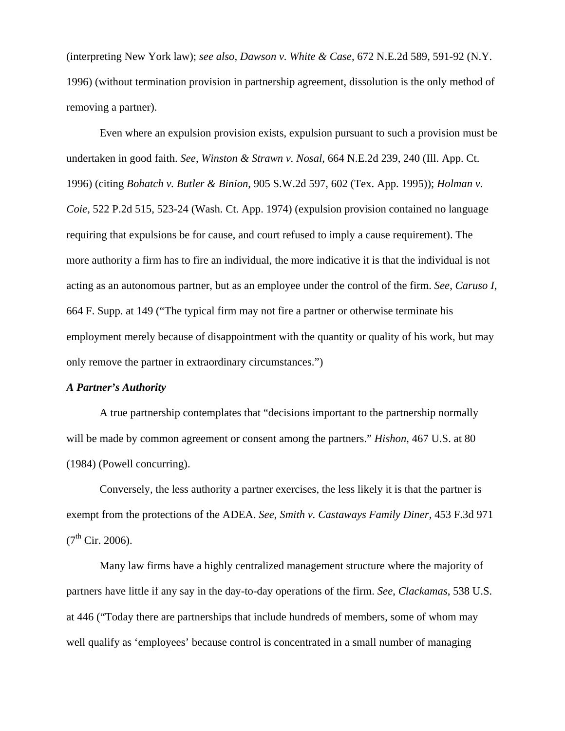(interpreting New York law); *see also*, *Dawson v. White & Case*, 672 N.E.2d 589, 591-92 (N.Y. 1996) (without termination provision in partnership agreement, dissolution is the only method of removing a partner).

Even where an expulsion provision exists, expulsion pursuant to such a provision must be undertaken in good faith. *See*, *Winston & Strawn v. Nosal*, 664 N.E.2d 239, 240 (Ill. App. Ct. 1996) (citing *Bohatch v. Butler & Binion*, 905 S.W.2d 597, 602 (Tex. App. 1995)); *Holman v. Coie*, 522 P.2d 515, 523-24 (Wash. Ct. App. 1974) (expulsion provision contained no language requiring that expulsions be for cause, and court refused to imply a cause requirement). The more authority a firm has to fire an individual, the more indicative it is that the individual is not acting as an autonomous partner, but as an employee under the control of the firm. *See*, *Caruso I*, 664 F. Supp. at 149 ("The typical firm may not fire a partner or otherwise terminate his employment merely because of disappointment with the quantity or quality of his work, but may only remove the partner in extraordinary circumstances.")

***A Partner's Authority***

A true partnership contemplates that "decisions important to the partnership normally will be made by common agreement or consent among the partners." *Hishon*, 467 U.S. at 80 (1984) (Powell concurring).

Conversely, the less authority a partner exercises, the less likely it is that the partner is exempt from the protections of the ADEA. *See*, *Smith v. Castaways Family Diner*, 453 F.3d 971 (7th Cir. 2006).

Many law firms have a highly centralized management structure where the majority of partners have little if any say in the day-to-day operations of the firm. *See*, *Clackamas*, 538 U.S. at 446 ("Today there are partnerships that include hundreds of members, some of whom may well qualify as 'employees' because control is concentrated in a small number of managing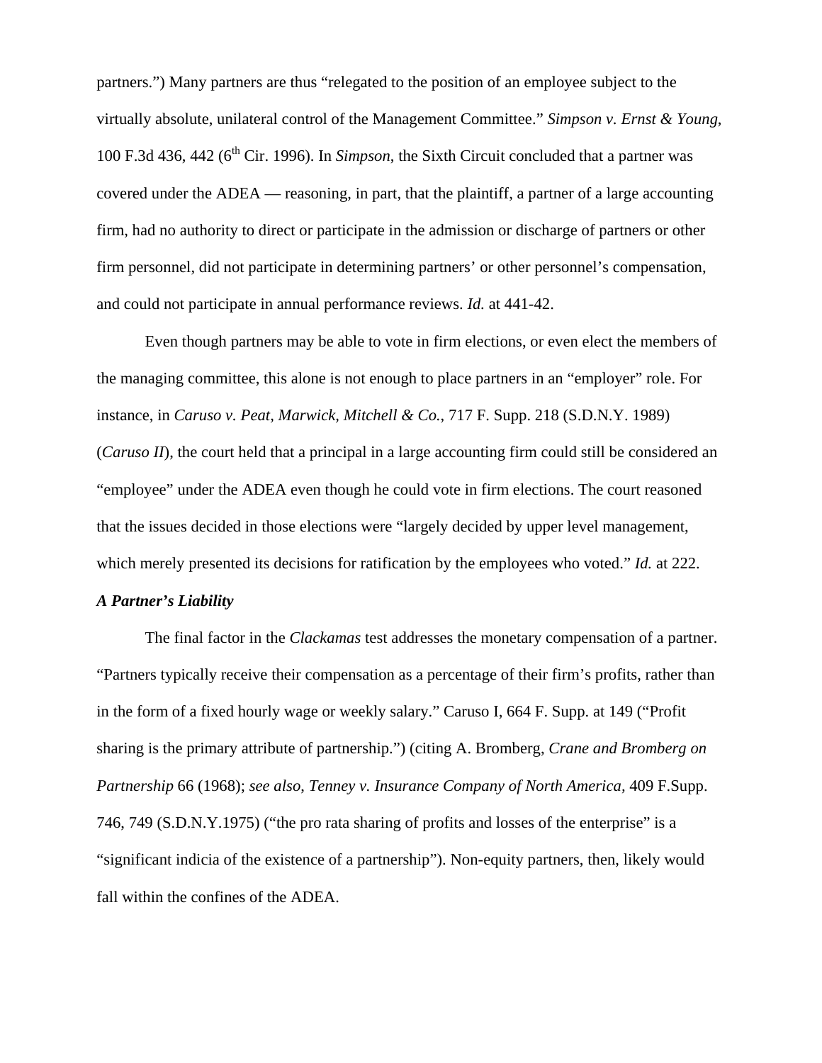partners.") Many partners are thus "relegated to the position of an employee subject to the virtually absolute, unilateral control of the Management Committee." *Simpson v. Ernst & Young*, 100 F.3d 436, 442 (6th Cir. 1996). In *Simpson*, the Sixth Circuit concluded that a partner was covered under the ADEA — reasoning, in part, that the plaintiff, a partner of a large accounting firm, had no authority to direct or participate in the admission or discharge of partners or other firm personnel, did not participate in determining partners' or other personnel's compensation, and could not participate in annual performance reviews. *Id.* at 441-42.

Even though partners may be able to vote in firm elections, or even elect the members of the managing committee, this alone is not enough to place partners in an "employer" role. For instance, in *Caruso v. Peat, Marwick, Mitchell & Co.*, 717 F. Supp. 218 (S.D.N.Y. 1989) (*Caruso II*), the court held that a principal in a large accounting firm could still be considered an "employee" under the ADEA even though he could vote in firm elections. The court reasoned that the issues decided in those elections were "largely decided by upper level management, which merely presented its decisions for ratification by the employees who voted." *Id.* at 222.

***A Partner's Liability***

The final factor in the *Clackamas* test addresses the monetary compensation of a partner. "Partners typically receive their compensation as a percentage of their firm's profits, rather than in the form of a fixed hourly wage or weekly salary." Caruso I, 664 F. Supp. at 149 ("Profit sharing is the primary attribute of partnership.") (citing A. Bromberg, *Crane and Bromberg on Partnership* 66 (1968); *see also, Tenney v. Insurance Company of North America*, 409 F.Supp. 746, 749 (S.D.N.Y.1975) ("the pro rata sharing of profits and losses of the enterprise" is a "significant indicia of the existence of a partnership"). Non-equity partners, then, likely would fall within the confines of the ADEA.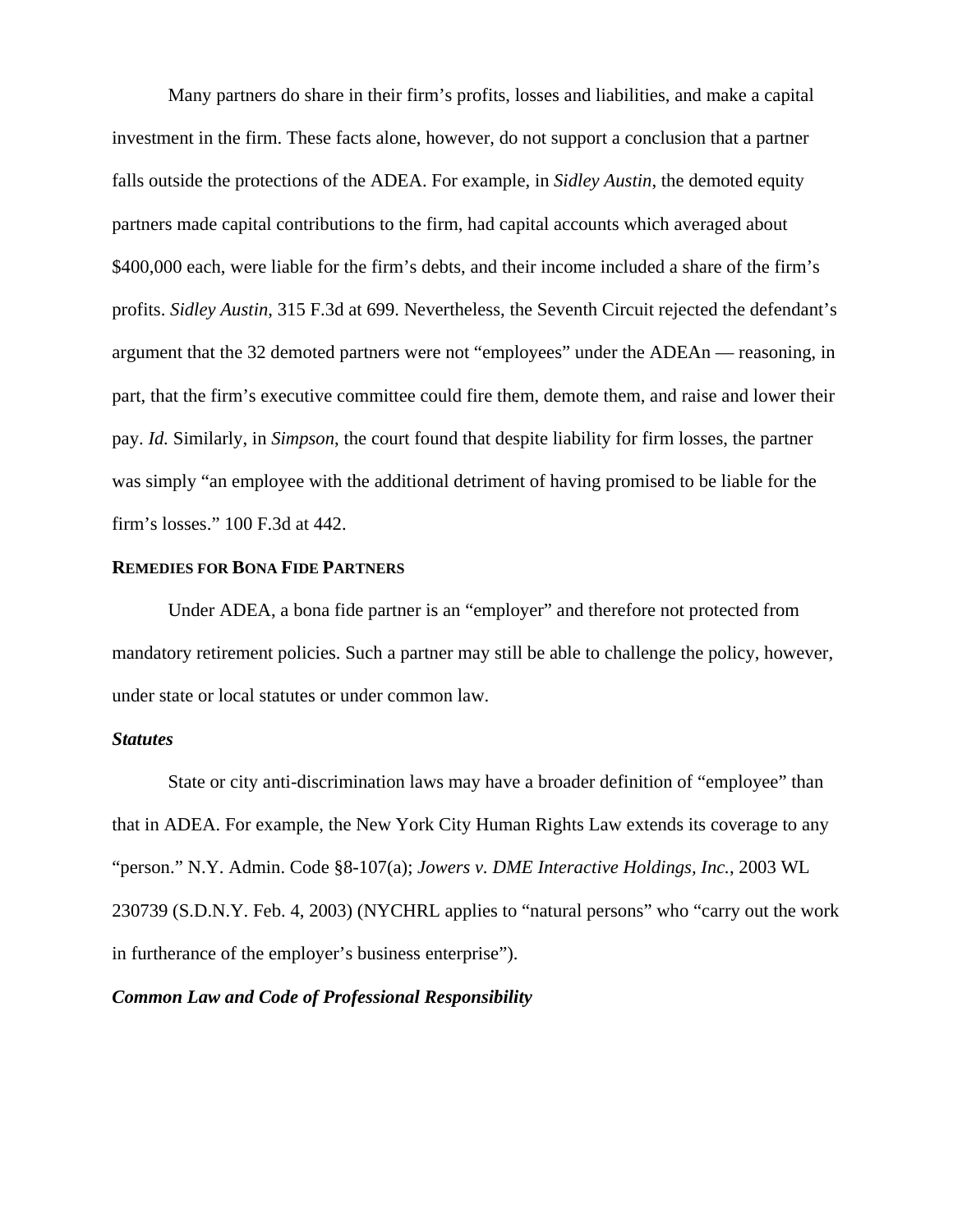Many partners do share in their firm's profits, losses and liabilities, and make a capital investment in the firm. These facts alone, however, do not support a conclusion that a partner falls outside the protections of the ADEA. For example, in *Sidley Austin*, the demoted equity partners made capital contributions to the firm, had capital accounts which averaged about $400,000 each, were liable for the firm's debts, and their income included a share of the firm's profits. *Sidley Austin*, 315 F.3d at 699. Nevertheless, the Seventh Circuit rejected the defendant's argument that the 32 demoted partners were not "employees" under the ADEAn — reasoning, in part, that the firm's executive committee could fire them, demote them, and raise and lower their pay. *Id.* Similarly, in *Simpson*, the court found that despite liability for firm losses, the partner was simply "an employee with the additional detriment of having promised to be liable for the firm's losses." 100 F.3d at 442.

**REMEDIES FOR BONA FIDE PARTNERS**

Under ADEA, a bona fide partner is an "employer" and therefore not protected from mandatory retirement policies. Such a partner may still be able to challenge the policy, however, under state or local statutes or under common law.

***Statutes***

State or city anti-discrimination laws may have a broader definition of "employee" than that in ADEA. For example, the New York City Human Rights Law extends its coverage to any "person." N.Y. Admin. Code §8-107(a); *Jowers v. DME Interactive Holdings, Inc.*, 2003 WL 230739 (S.D.N.Y. Feb. 4, 2003) (NYCHRL applies to "natural persons" who "carry out the work in furtherance of the employer's business enterprise").

***Common Law and Code of Professional Responsibility***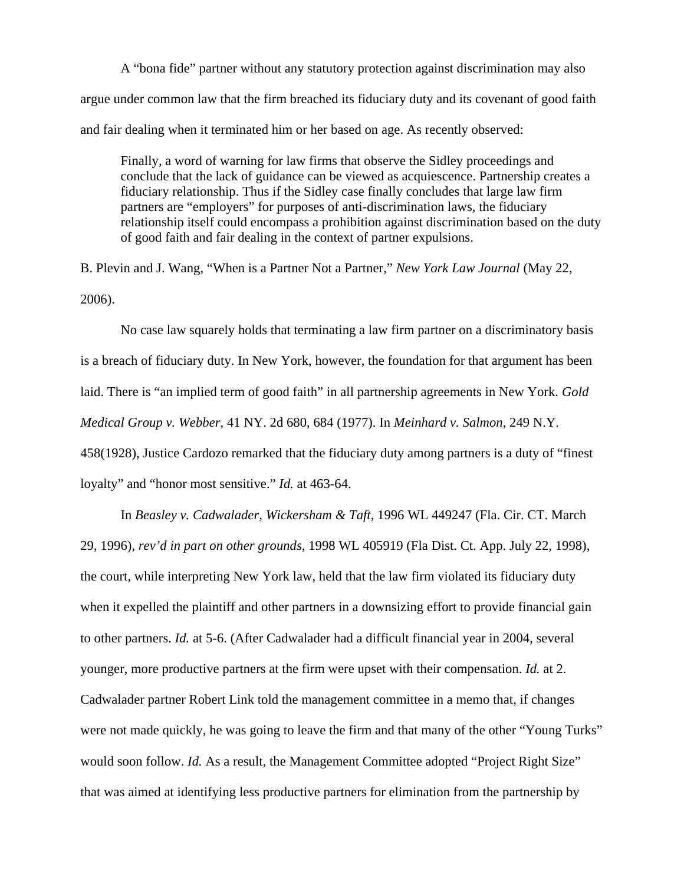A "bona fide" partner without any statutory protection against discrimination may also argue under common law that the firm breached its fiduciary duty and its covenant of good faith and fair dealing when it terminated him or her based on age. As recently observed:

> Finally, a word of warning for law firms that observe the Sidley proceedings and conclude that the lack of guidance can be viewed as acquiescence. Partnership creates a fiduciary relationship. Thus if the Sidley case finally concludes that large law firm partners are "employers" for purposes of anti-discrimination laws, the fiduciary relationship itself could encompass a prohibition against discrimination based on the duty of good faith and fair dealing in the context of partner expulsions.

B. Plevin and J. Wang, "When is a Partner Not a Partner," *New York Law Journal* (May 22, 2006).

No case law squarely holds that terminating a law firm partner on a discriminatory basis is a breach of fiduciary duty. In New York, however, the foundation for that argument has been laid. There is "an implied term of good faith" in all partnership agreements in New York. *Gold Medical Group v. Webber*, 41 NY. 2d 680, 684 (1977). In *Meinhard v. Salmon*, 249 N.Y. 458(1928), Justice Cardozo remarked that the fiduciary duty among partners is a duty of "finest loyalty" and "honor most sensitive." *Id.* at 463-64.

In *Beasley v. Cadwalader, Wickersham & Taft*, 1996 WL 449247 (Fla. Cir. CT. March 29, 1996), *rev'd in part on other grounds*, 1998 WL 405919 (Fla Dist. Ct. App. July 22, 1998), the court, while interpreting New York law, held that the law firm violated its fiduciary duty when it expelled the plaintiff and other partners in a downsizing effort to provide financial gain to other partners. *Id.* at 5-6. (After Cadwalader had a difficult financial year in 2004, several younger, more productive partners at the firm were upset with their compensation. *Id.* at 2. Cadwalader partner Robert Link told the management committee in a memo that, if changes were not made quickly, he was going to leave the firm and that many of the other "Young Turks" would soon follow. *Id.* As a result, the Management Committee adopted "Project Right Size" that was aimed at identifying less productive partners for elimination from the partnership by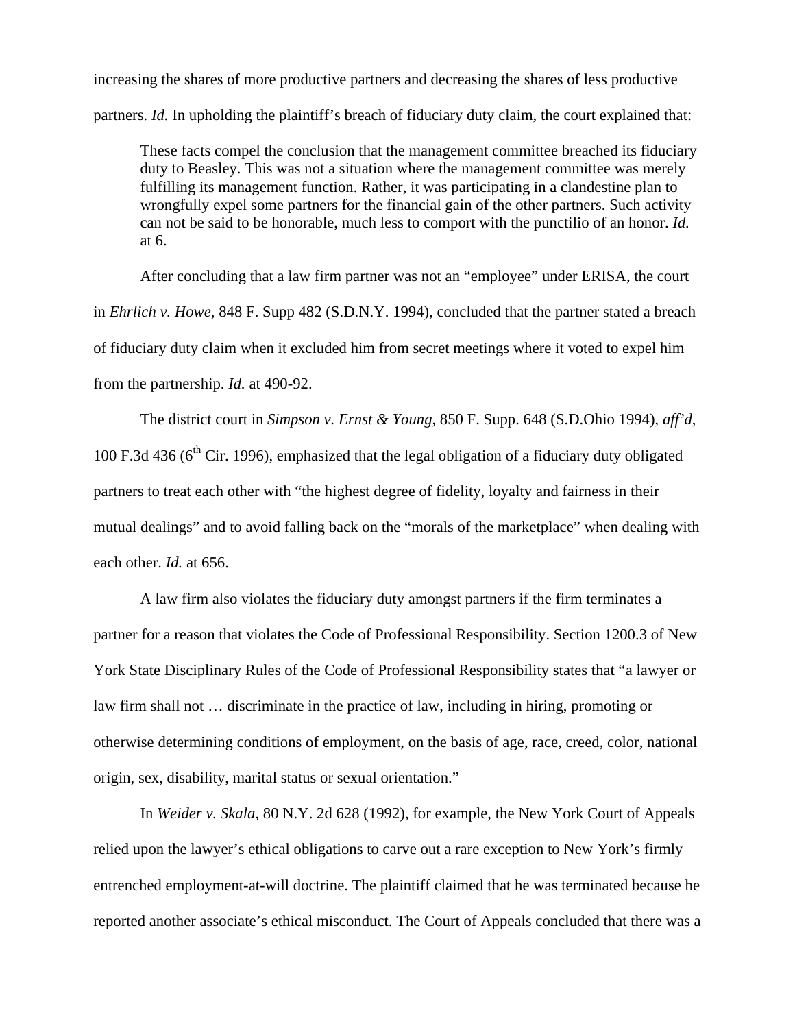increasing the shares of more productive partners and decreasing the shares of less productive partners. *Id.* In upholding the plaintiff's breach of fiduciary duty claim, the court explained that:

> These facts compel the conclusion that the management committee breached its fiduciary duty to Beasley. This was not a situation where the management committee was merely fulfilling its management function. Rather, it was participating in a clandestine plan to wrongfully expel some partners for the financial gain of the other partners. Such activity can not be said to be honorable, much less to comport with the punctilio of an honor. *Id.* at 6.

After concluding that a law firm partner was not an "employee" under ERISA, the court in *Ehrlich v. Howe*, 848 F. Supp 482 (S.D.N.Y. 1994), concluded that the partner stated a breach of fiduciary duty claim when it excluded him from secret meetings where it voted to expel him from the partnership. *Id.* at 490-92.

The district court in *Simpson v. Ernst & Young*, 850 F. Supp. 648 (S.D.Ohio 1994), *aff'd*, 100 F.3d 436 (6th Cir. 1996), emphasized that the legal obligation of a fiduciary duty obligated partners to treat each other with "the highest degree of fidelity, loyalty and fairness in their mutual dealings" and to avoid falling back on the "morals of the marketplace" when dealing with each other. *Id.* at 656.

A law firm also violates the fiduciary duty amongst partners if the firm terminates a partner for a reason that violates the Code of Professional Responsibility. Section 1200.3 of New York State Disciplinary Rules of the Code of Professional Responsibility states that "a lawyer or law firm shall not … discriminate in the practice of law, including in hiring, promoting or otherwise determining conditions of employment, on the basis of age, race, creed, color, national origin, sex, disability, marital status or sexual orientation."

In *Weider v. Skala*, 80 N.Y. 2d 628 (1992), for example, the New York Court of Appeals relied upon the lawyer's ethical obligations to carve out a rare exception to New York's firmly entrenched employment-at-will doctrine. The plaintiff claimed that he was terminated because he reported another associate's ethical misconduct. The Court of Appeals concluded that there was a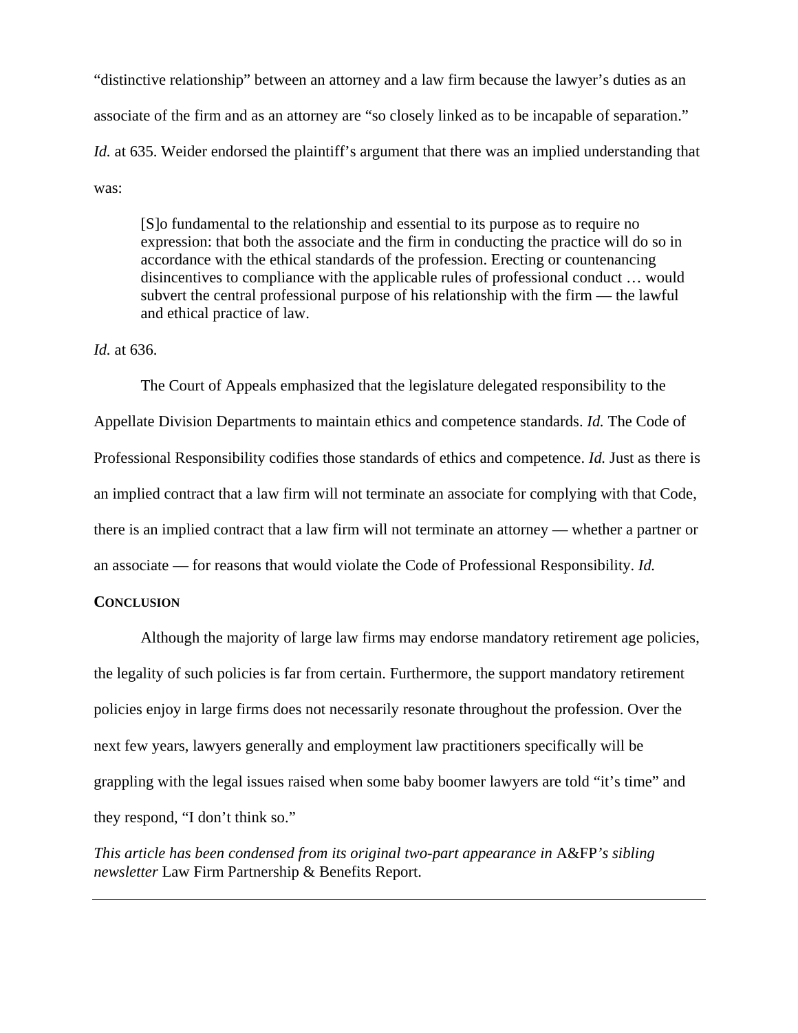"distinctive relationship" between an attorney and a law firm because the lawyer's duties as an associate of the firm and as an attorney are "so closely linked as to be incapable of separation." *Id.* at 635. Weider endorsed the plaintiff's argument that there was an implied understanding that was:

> [S]o fundamental to the relationship and essential to its purpose as to require no expression: that both the associate and the firm in conducting the practice will do so in accordance with the ethical standards of the profession. Erecting or countenancing disincentives to compliance with the applicable rules of professional conduct … would subvert the central professional purpose of his relationship with the firm — the lawful and ethical practice of law.

*Id.* at 636.

The Court of Appeals emphasized that the legislature delegated responsibility to the Appellate Division Departments to maintain ethics and competence standards. *Id.* The Code of Professional Responsibility codifies those standards of ethics and competence. *Id.* Just as there is an implied contract that a law firm will not terminate an associate for complying with that Code, there is an implied contract that a law firm will not terminate an attorney — whether a partner or an associate — for reasons that would violate the Code of Professional Responsibility. *Id.*

**CONCLUSION**

Although the majority of large law firms may endorse mandatory retirement age policies, the legality of such policies is far from certain. Furthermore, the support mandatory retirement policies enjoy in large firms does not necessarily resonate throughout the profession. Over the next few years, lawyers generally and employment law practitioners specifically will be grappling with the legal issues raised when some baby boomer lawyers are told "it's time" and they respond, "I don't think so."

*This article has been condensed from its original two-part appearance in* A&FP*'s sibling newsletter* Law Firm Partnership & Benefits Report.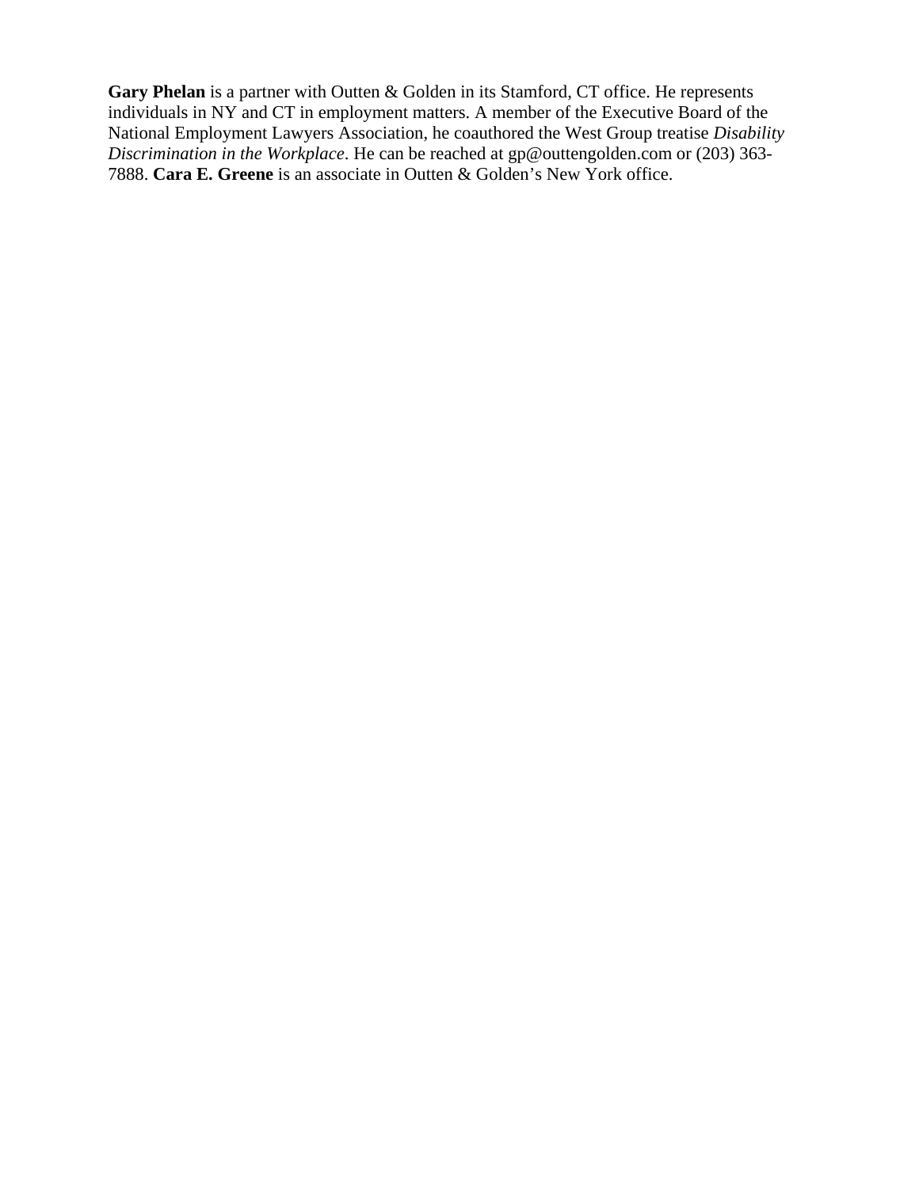**Gary Phelan** is a partner with Outten & Golden in its Stamford, CT office. He represents individuals in NY and CT in employment matters. A member of the Executive Board of the National Employment Lawyers Association, he coauthored the West Group treatise *Disability Discrimination in the Workplace*. He can be reached at gp@outtengolden.com or (203) 363-7888. **Cara E. Greene** is an associate in Outten & Golden's New York office.